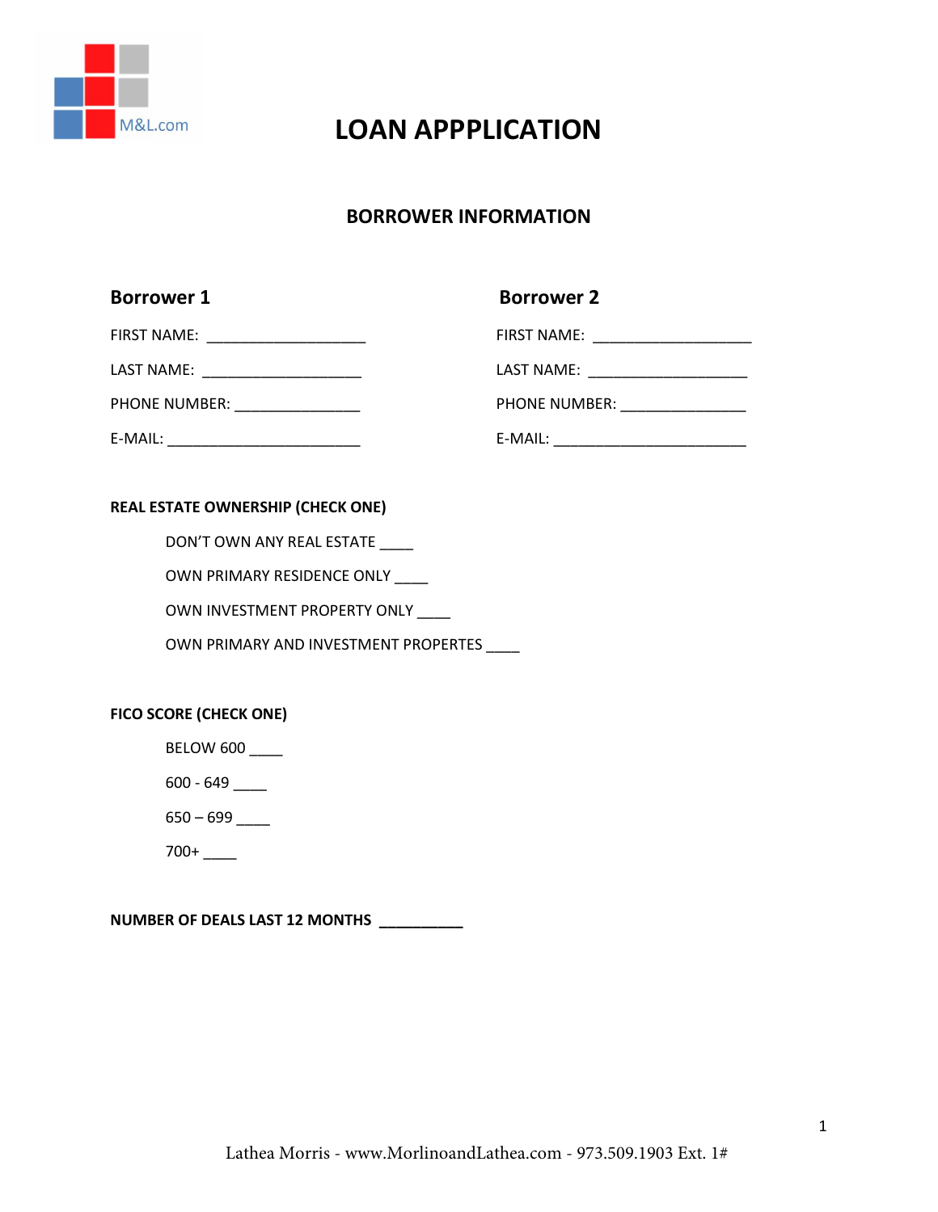M&L.com

# LOAN APPPLICATION

## BORROWER INFORMATION

### Borrower 1

FIRST NAME: ____________________

LAST NAME: ____________________

PHONE NUMBER: ________________

E-MAIL: ________________________

### Borrower 2

FIRST NAME: ____________________

LAST NAME: ____________________

PHONE NUMBER: ________________

E-MAIL: ________________________

**REAL ESTATE OWNERSHIP (CHECK ONE)**

DON'T OWN ANY REAL ESTATE ____

OWN PRIMARY RESIDENCE ONLY ____

OWN INVESTMENT PROPERTY ONLY ____

OWN PRIMARY AND INVESTMENT PROPERTES ____

**FICO SCORE (CHECK ONE)**

BELOW 600 ____

600 - 649 ____

650 – 699 ____

700+ ____

**NUMBER OF DEALS LAST 12 MONTHS** __________

Lathea Morris - www.MorlinoandLathea.com - 973.509.1903 Ext. 1#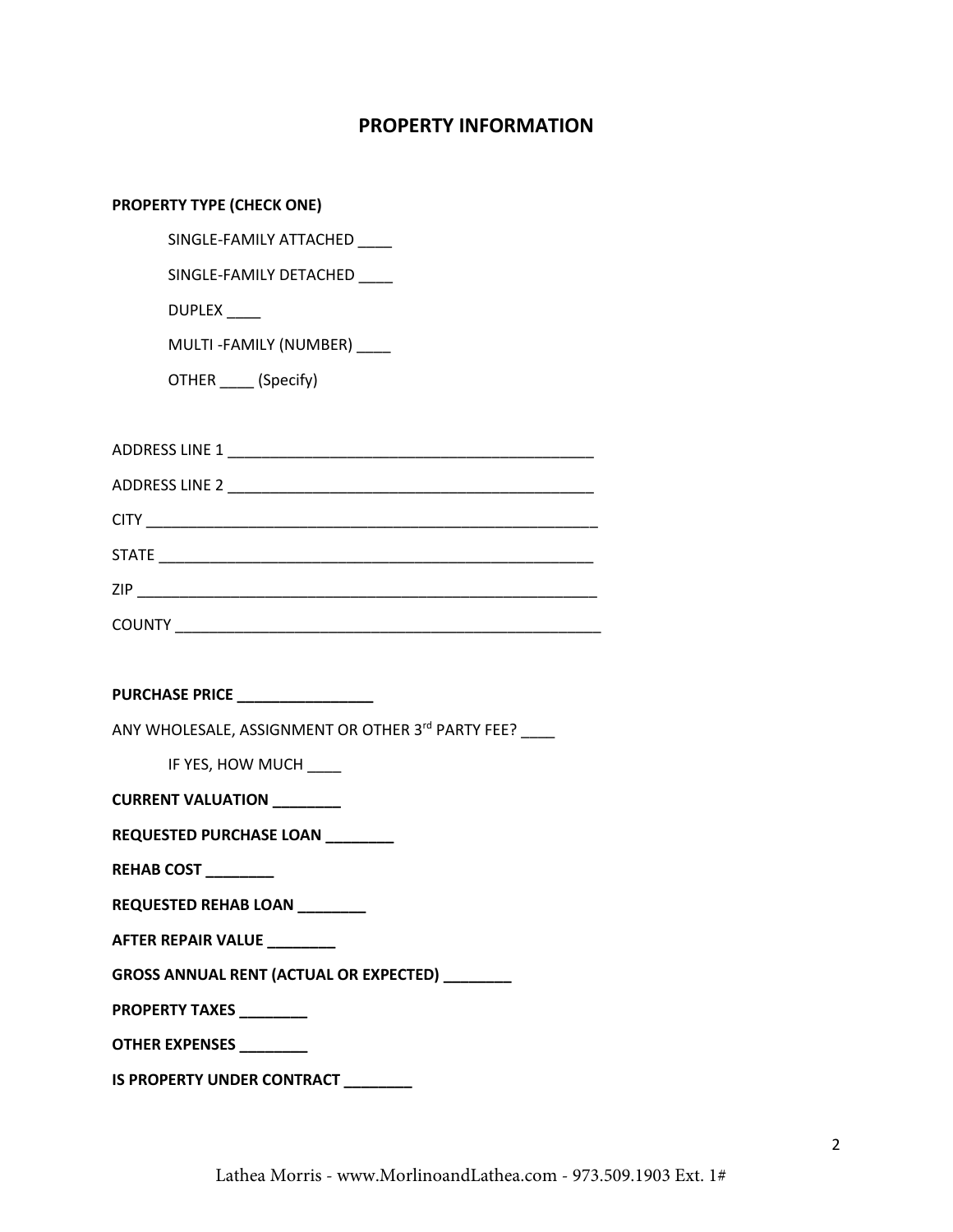## PROPERTY INFORMATION

**PROPERTY TYPE (CHECK ONE)**

SINGLE-FAMILY ATTACHED ____

SINGLE-FAMILY DETACHED ____

DUPLEX ____

MULTI -FAMILY (NUMBER) ____

OTHER ____ (Specify)

ADDRESS LINE 1 ____________________________________________

ADDRESS LINE 2 ____________________________________________

CITY ______________________________________________________

STATE ____________________________________________________

ZIP _______________________________________________________

COUNTY ___________________________________________________

**PURCHASE PRICE ________________**

ANY WHOLESALE, ASSIGNMENT OR OTHER 3rd PARTY FEE? ____

IF YES, HOW MUCH ____

**CURRENT VALUATION ________**

**REQUESTED PURCHASE LOAN ________**

**REHAB COST ________**

**REQUESTED REHAB LOAN ________**

**AFTER REPAIR VALUE ________**

**GROSS ANNUAL RENT (ACTUAL OR EXPECTED) ________**

**PROPERTY TAXES ________**

**OTHER EXPENSES ________**

**IS PROPERTY UNDER CONTRACT ________**

Lathea Morris - www.MorlinoandLathea.com - 973.509.1903 Ext. 1#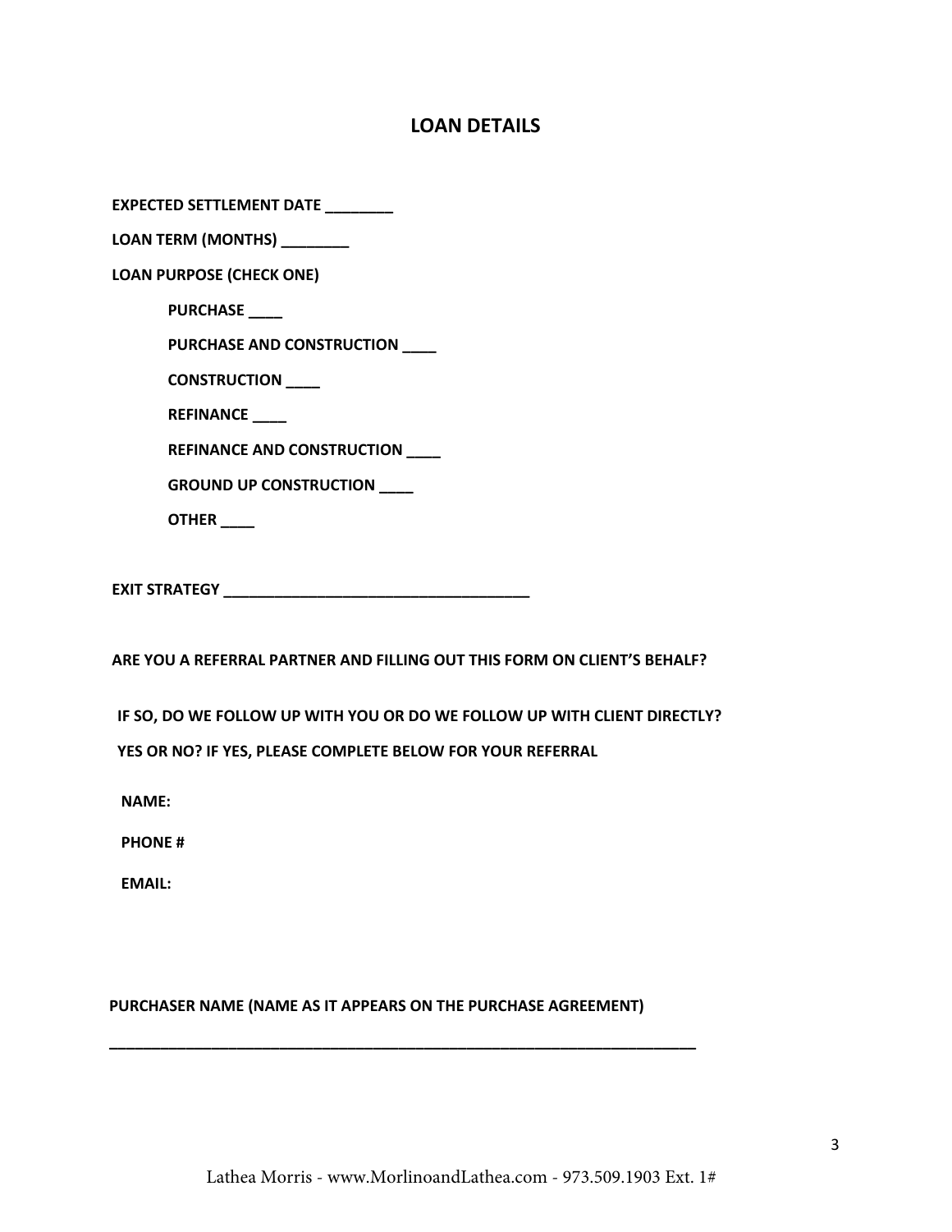## LOAN DETAILS

**EXPECTED SETTLEMENT DATE ________**

**LOAN TERM (MONTHS) ________**

**LOAN PURPOSE (CHECK ONE)**

- **PURCHASE ____**
- **PURCHASE AND CONSTRUCTION ____**
- **CONSTRUCTION ____**
- **REFINANCE ____**
- **REFINANCE AND CONSTRUCTION ____**
- **GROUND UP CONSTRUCTION ____**
- **OTHER ____**

**EXIT STRATEGY ____________________________________**

**ARE YOU A REFERRAL PARTNER AND FILLING OUT THIS FORM ON CLIENT'S BEHALF?**

**IF SO, DO WE FOLLOW UP WITH YOU OR DO WE FOLLOW UP WITH CLIENT DIRECTLY?**

**YES OR NO? IF YES, PLEASE COMPLETE BELOW FOR YOUR REFERRAL**

**NAME:**

**PHONE #**

**EMAIL:**

**PURCHASER NAME (NAME AS IT APPEARS ON THE PURCHASE AGREEMENT)**

______________________________________________________________________

Lathea Morris - www.MorlinoandLathea.com - 973.509.1903 Ext. 1#